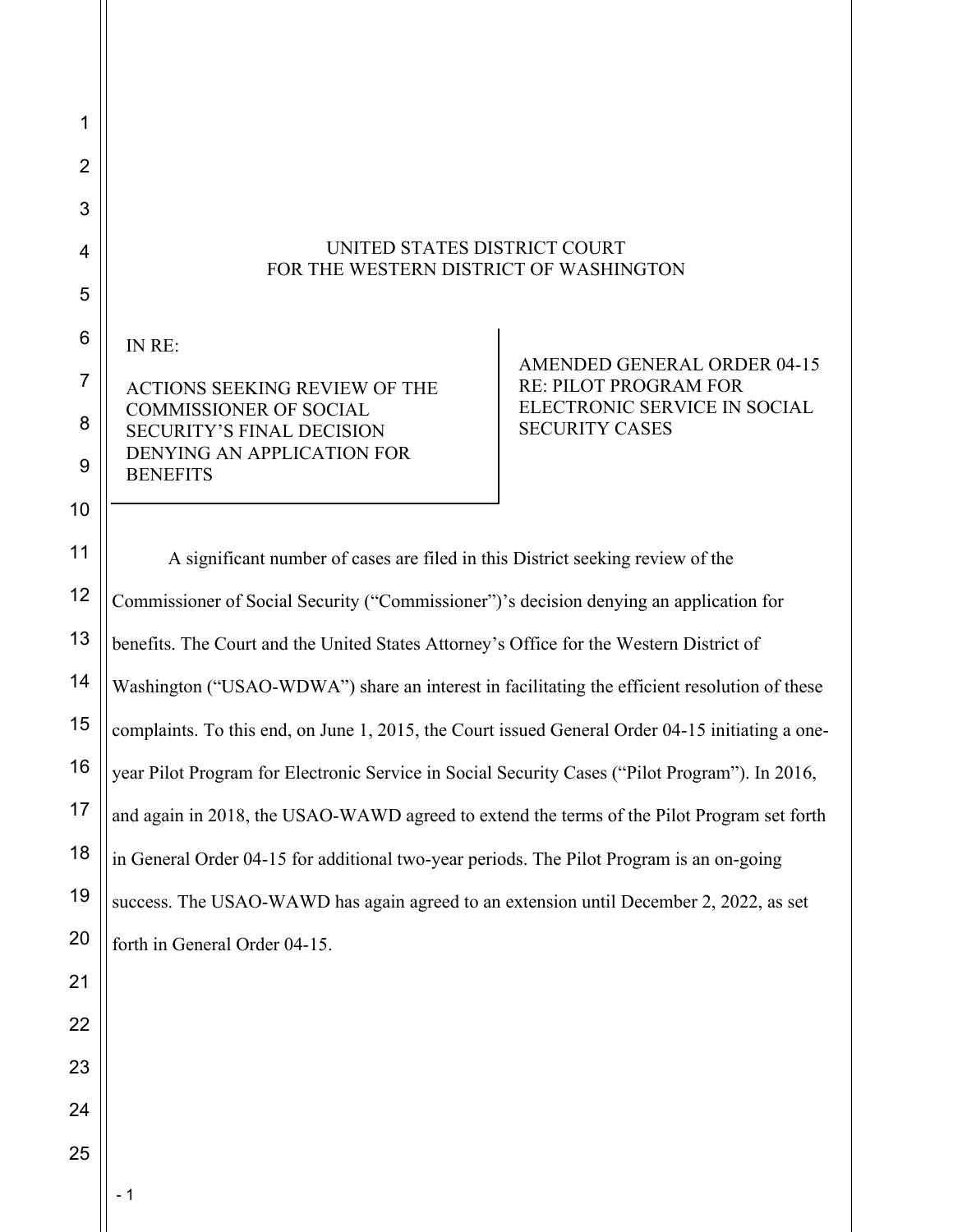UNITED STATES DISTRICT COURT
FOR THE WESTERN DISTRICT OF WASHINGTON

| IN RE: ACTIONS SEEKING REVIEW OF THE COMMISSIONER OF SOCIAL SECURITY'S FINAL DECISION DENYING AN APPLICATION FOR BENEFITS | AMENDED GENERAL ORDER 04-15 RE: PILOT PROGRAM FOR ELECTRONIC SERVICE IN SOCIAL SECURITY CASES |
|---|---|

A significant number of cases are filed in this District seeking review of the Commissioner of Social Security ("Commissioner")'s decision denying an application for benefits. The Court and the United States Attorney's Office for the Western District of Washington ("USAO-WDWA") share an interest in facilitating the efficient resolution of these complaints. To this end, on June 1, 2015, the Court issued General Order 04-15 initiating a one-year Pilot Program for Electronic Service in Social Security Cases ("Pilot Program"). In 2016, and again in 2018, the USAO-WAWD agreed to extend the terms of the Pilot Program set forth in General Order 04-15 for additional two-year periods. The Pilot Program is an on-going success. The USAO-WAWD has again agreed to an extension until December 2, 2022, as set forth in General Order 04-15.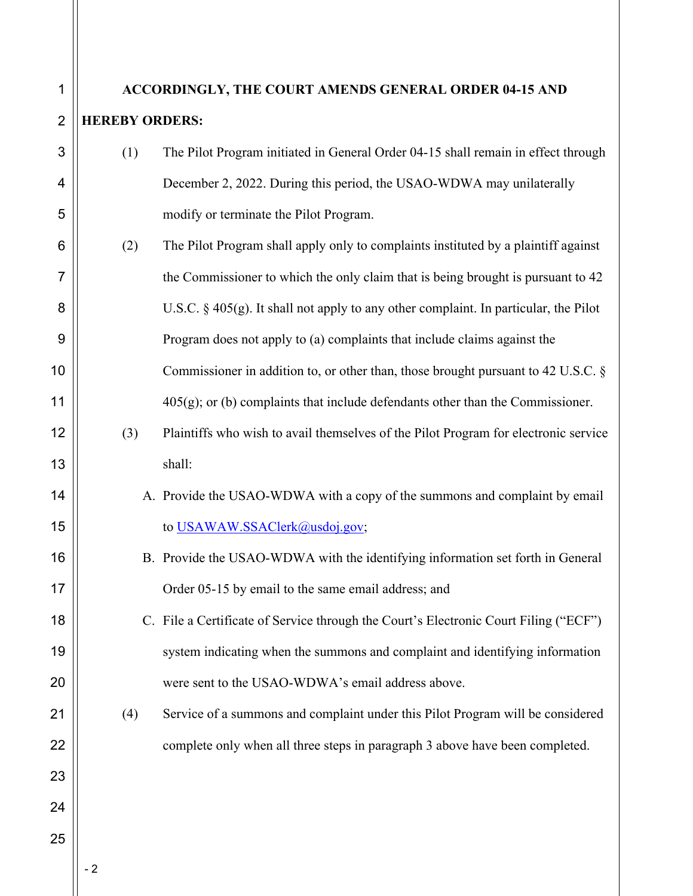**ACCORDINGLY, THE COURT AMENDS GENERAL ORDER 04-15 AND HEREBY ORDERS:**

(1) The Pilot Program initiated in General Order 04-15 shall remain in effect through December 2, 2022. During this period, the USAO-WDWA may unilaterally modify or terminate the Pilot Program.

(2) The Pilot Program shall apply only to complaints instituted by a plaintiff against the Commissioner to which the only claim that is being brought is pursuant to 42 U.S.C. § 405(g). It shall not apply to any other complaint. In particular, the Pilot Program does not apply to (a) complaints that include claims against the Commissioner in addition to, or other than, those brought pursuant to 42 U.S.C. § 405(g); or (b) complaints that include defendants other than the Commissioner.

(3) Plaintiffs who wish to avail themselves of the Pilot Program for electronic service shall:

A. Provide the USAO-WDWA with a copy of the summons and complaint by email to USAWAW.SSAClerk@usdoj.gov;

B. Provide the USAO-WDWA with the identifying information set forth in General Order 05-15 by email to the same email address; and

C. File a Certificate of Service through the Court's Electronic Court Filing ("ECF") system indicating when the summons and complaint and identifying information were sent to the USAO-WDWA's email address above.

(4) Service of a summons and complaint under this Pilot Program will be considered complete only when all three steps in paragraph 3 above have been completed.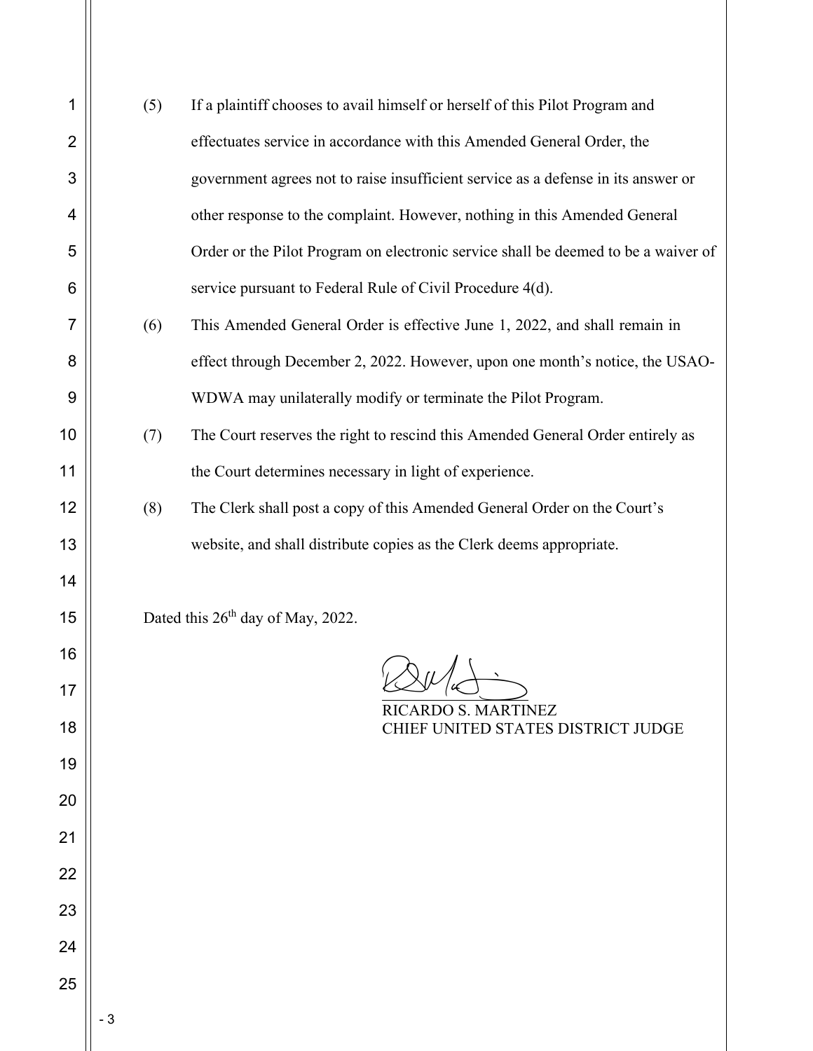(5) If a plaintiff chooses to avail himself or herself of this Pilot Program and effectuates service in accordance with this Amended General Order, the government agrees not to raise insufficient service as a defense in its answer or other response to the complaint. However, nothing in this Amended General Order or the Pilot Program on electronic service shall be deemed to be a waiver of service pursuant to Federal Rule of Civil Procedure 4(d).

(6) This Amended General Order is effective June 1, 2022, and shall remain in effect through December 2, 2022. However, upon one month's notice, the USAO-WDWA may unilaterally modify or terminate the Pilot Program.

(7) The Court reserves the right to rescind this Amended General Order entirely as the Court determines necessary in light of experience.

(8) The Clerk shall post a copy of this Amended General Order on the Court's website, and shall distribute copies as the Clerk deems appropriate.

Dated this 26th day of May, 2022.

RICARDO S. MARTINEZ
CHIEF UNITED STATES DISTRICT JUDGE